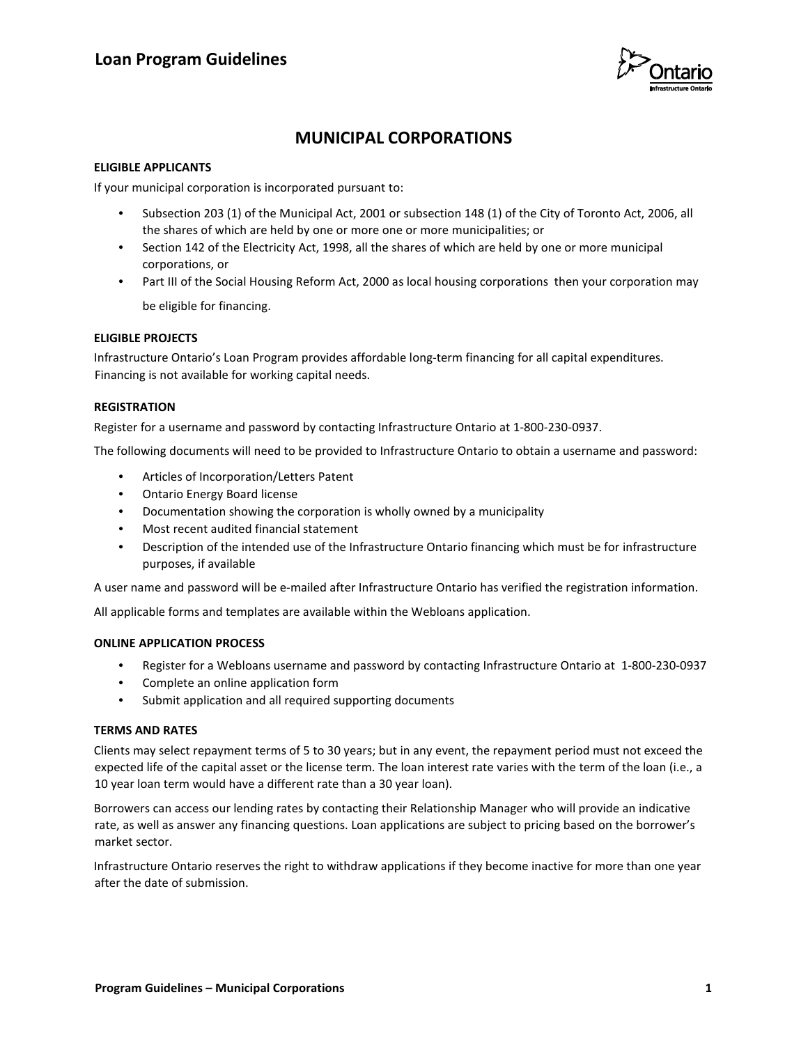# MUNICIPAL CORPORATIONS

### ELIGIBLE APPLICANTS

If your municipal corporation is incorporated pursuant to:

- Subsection 203 (1) of the Municipal Act, 2001 or subsection 148 (1) of the City of Toronto Act, 2006, all the shares of which are held by one or more one or more municipalities; or
- Section 142 of the Electricity Act, 1998, all the shares of which are held by one or more municipal corporations, or
- Part III of the Social Housing Reform Act, 2000 as local housing corporations then your corporation may be eligible for financing.

### ELIGIBLE PROJECTS

Infrastructure Ontario's Loan Program provides affordable long-term financing for all capital expenditures. Financing is not available for working capital needs.

### REGISTRATION

Register for a username and password by contacting Infrastructure Ontario at 1-800-230-0937.

The following documents will need to be provided to Infrastructure Ontario to obtain a username and password:

- Articles of Incorporation/Letters Patent
- Ontario Energy Board license
- Documentation showing the corporation is wholly owned by a municipality
- Most recent audited financial statement
- Description of the intended use of the Infrastructure Ontario financing which must be for infrastructure purposes, if available

A user name and password will be e-mailed after Infrastructure Ontario has verified the registration information.

All applicable forms and templates are available within the Webloans application.

### ONLINE APPLICATION PROCESS

- Register for a Webloans username and password by contacting Infrastructure Ontario at 1-800-230-0937
- Complete an online application form
- Submit application and all required supporting documents

### TERMS AND RATES

Clients may select repayment terms of 5 to 30 years; but in any event, the repayment period must not exceed the expected life of the capital asset or the license term. The loan interest rate varies with the term of the loan (i.e., a 10 year loan term would have a different rate than a 30 year loan).

Borrowers can access our lending rates by contacting their Relationship Manager who will provide an indicative rate, as well as answer any financing questions. Loan applications are subject to pricing based on the borrower's market sector.

Infrastructure Ontario reserves the right to withdraw applications if they become inactive for more than one year after the date of submission.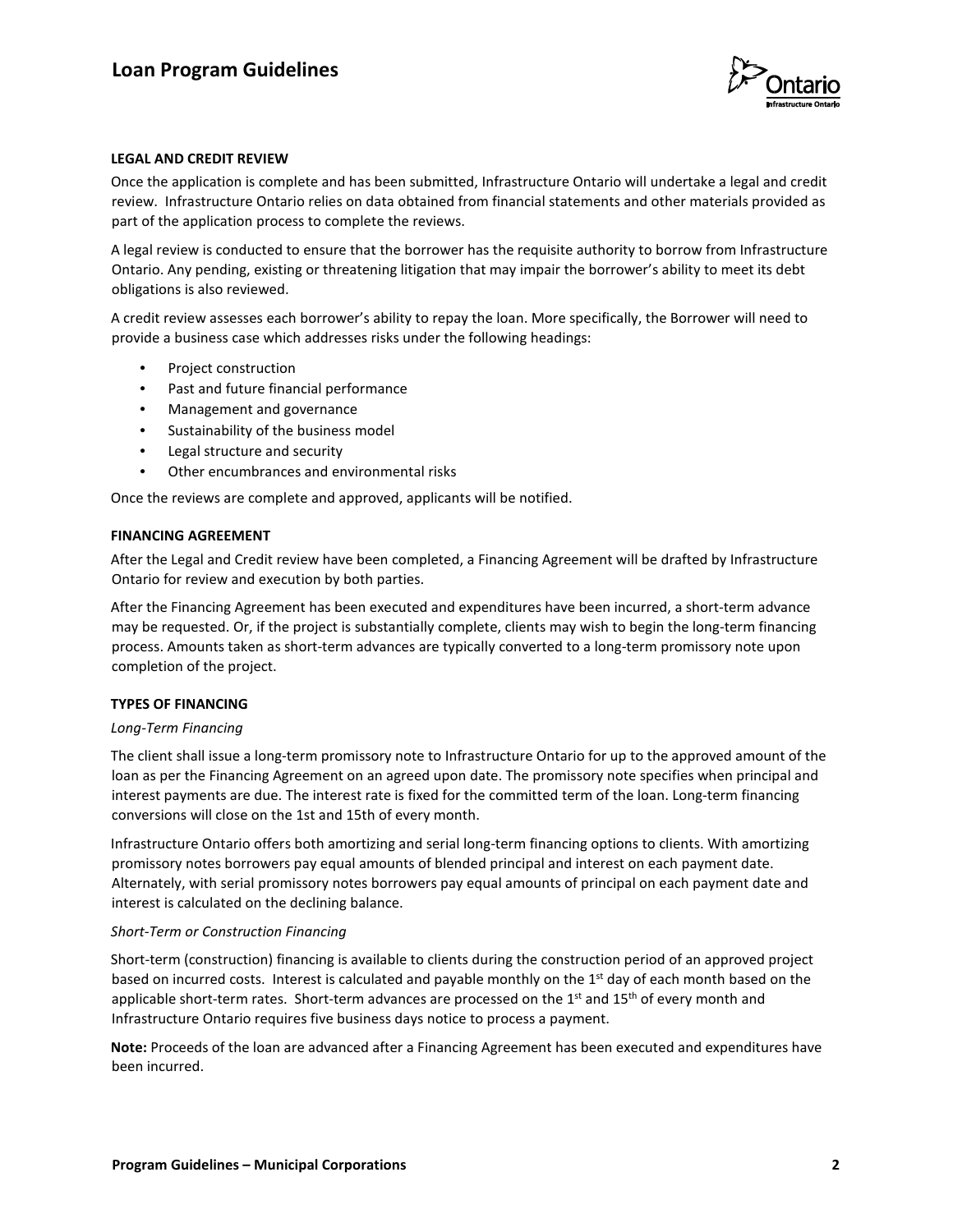### LEGAL AND CREDIT REVIEW

Once the application is complete and has been submitted, Infrastructure Ontario will undertake a legal and credit review. Infrastructure Ontario relies on data obtained from financial statements and other materials provided as part of the application process to complete the reviews.

A legal review is conducted to ensure that the borrower has the requisite authority to borrow from Infrastructure Ontario. Any pending, existing or threatening litigation that may impair the borrower's ability to meet its debt obligations is also reviewed.

A credit review assesses each borrower's ability to repay the loan. More specifically, the Borrower will need to provide a business case which addresses risks under the following headings:

- Project construction
- Past and future financial performance
- Management and governance
- Sustainability of the business model
- Legal structure and security
- Other encumbrances and environmental risks

Once the reviews are complete and approved, applicants will be notified.

### FINANCING AGREEMENT

After the Legal and Credit review have been completed, a Financing Agreement will be drafted by Infrastructure Ontario for review and execution by both parties.

After the Financing Agreement has been executed and expenditures have been incurred, a short-term advance may be requested. Or, if the project is substantially complete, clients may wish to begin the long-term financing process. Amounts taken as short-term advances are typically converted to a long-term promissory note upon completion of the project.

### TYPES OF FINANCING

*Long-Term Financing*

The client shall issue a long-term promissory note to Infrastructure Ontario for up to the approved amount of the loan as per the Financing Agreement on an agreed upon date. The promissory note specifies when principal and interest payments are due. The interest rate is fixed for the committed term of the loan. Long-term financing conversions will close on the 1st and 15th of every month.

Infrastructure Ontario offers both amortizing and serial long-term financing options to clients. With amortizing promissory notes borrowers pay equal amounts of blended principal and interest on each payment date. Alternately, with serial promissory notes borrowers pay equal amounts of principal on each payment date and interest is calculated on the declining balance.

*Short-Term or Construction Financing*

Short-term (construction) financing is available to clients during the construction period of an approved project based on incurred costs. Interest is calculated and payable monthly on the 1st day of each month based on the applicable short-term rates. Short-term advances are processed on the 1st and 15th of every month and Infrastructure Ontario requires five business days notice to process a payment.

**Note:** Proceeds of the loan are advanced after a Financing Agreement has been executed and expenditures have been incurred.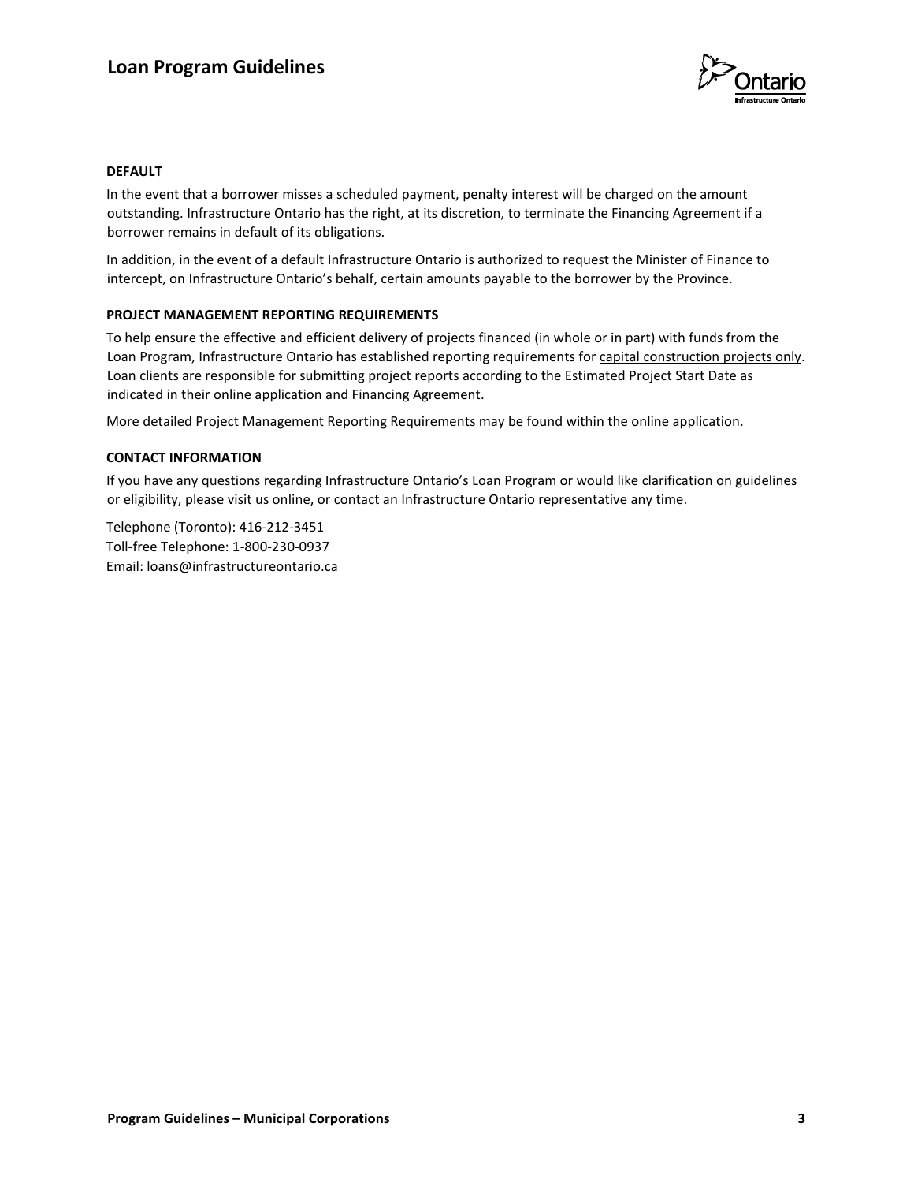### DEFAULT

In the event that a borrower misses a scheduled payment, penalty interest will be charged on the amount outstanding. Infrastructure Ontario has the right, at its discretion, to terminate the Financing Agreement if a borrower remains in default of its obligations.

In addition, in the event of a default Infrastructure Ontario is authorized to request the Minister of Finance to intercept, on Infrastructure Ontario's behalf, certain amounts payable to the borrower by the Province.

### PROJECT MANAGEMENT REPORTING REQUIREMENTS

To help ensure the effective and efficient delivery of projects financed (in whole or in part) with funds from the Loan Program, Infrastructure Ontario has established reporting requirements for capital construction projects only. Loan clients are responsible for submitting project reports according to the Estimated Project Start Date as indicated in their online application and Financing Agreement.

More detailed Project Management Reporting Requirements may be found within the online application.

### CONTACT INFORMATION

If you have any questions regarding Infrastructure Ontario's Loan Program or would like clarification on guidelines or eligibility, please visit us online, or contact an Infrastructure Ontario representative any time.

Telephone (Toronto): 416-212-3451
Toll-free Telephone: 1-800-230-0937
Email: loans@infrastructureontario.ca